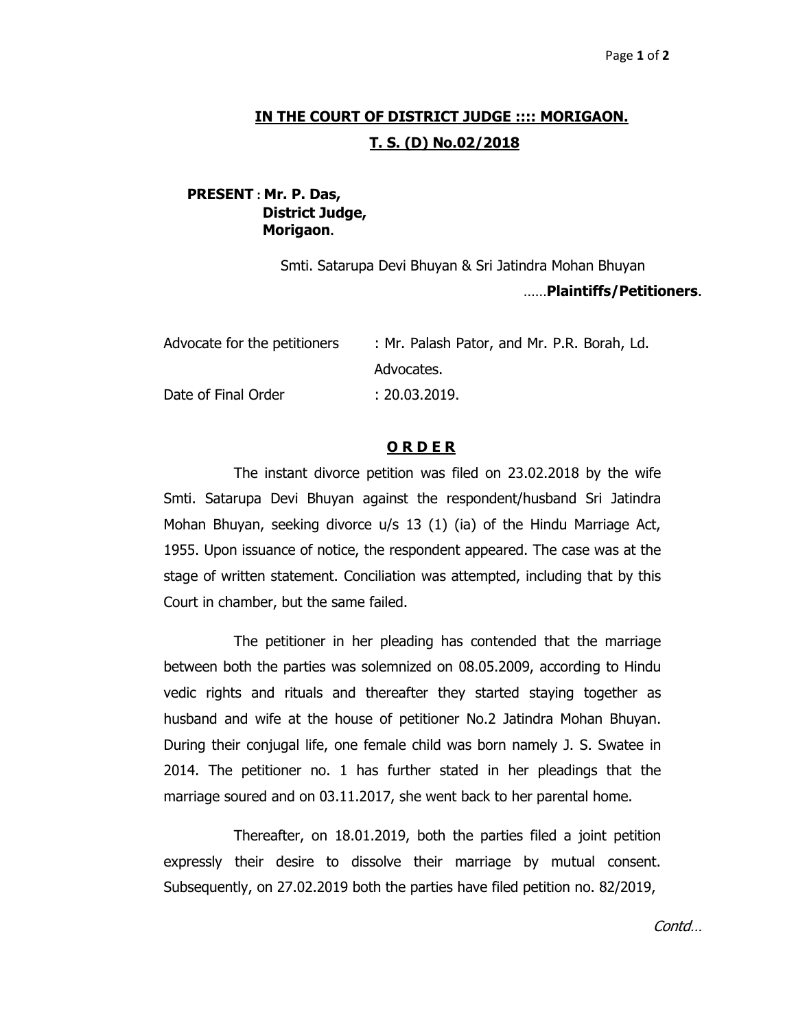**IN THE COURT OF DISTRICT JUDGE :::: MORIGAON.**

**T. S. (D) No.02/2018**

**PRESENT** : **Mr. P. Das,**
**District Judge,**
**Morigaon**.

Smti. Satarupa Devi Bhuyan & Sri Jatindra Mohan Bhuyan

……**Plaintiffs/Petitioners**.

| | |
|---|---|
| Advocate for the petitioners | : Mr. Palash Pator, and Mr. P.R. Borah, Ld. Advocates. |
| Date of Final Order | : 20.03.2019. |

**O R D E R**

The instant divorce petition was filed on 23.02.2018 by the wife Smti. Satarupa Devi Bhuyan against the respondent/husband Sri Jatindra Mohan Bhuyan, seeking divorce u/s 13 (1) (ia) of the Hindu Marriage Act, 1955. Upon issuance of notice, the respondent appeared. The case was at the stage of written statement. Conciliation was attempted, including that by this Court in chamber, but the same failed.

The petitioner in her pleading has contended that the marriage between both the parties was solemnized on 08.05.2009, according to Hindu vedic rights and rituals and thereafter they started staying together as husband and wife at the house of petitioner No.2 Jatindra Mohan Bhuyan. During their conjugal life, one female child was born namely J. S. Swatee in 2014. The petitioner no. 1 has further stated in her pleadings that the marriage soured and on 03.11.2017, she went back to her parental home.

Thereafter, on 18.01.2019, both the parties filed a joint petition expressly their desire to dissolve their marriage by mutual consent. Subsequently, on 27.02.2019 both the parties have filed petition no. 82/2019,

*Contd…*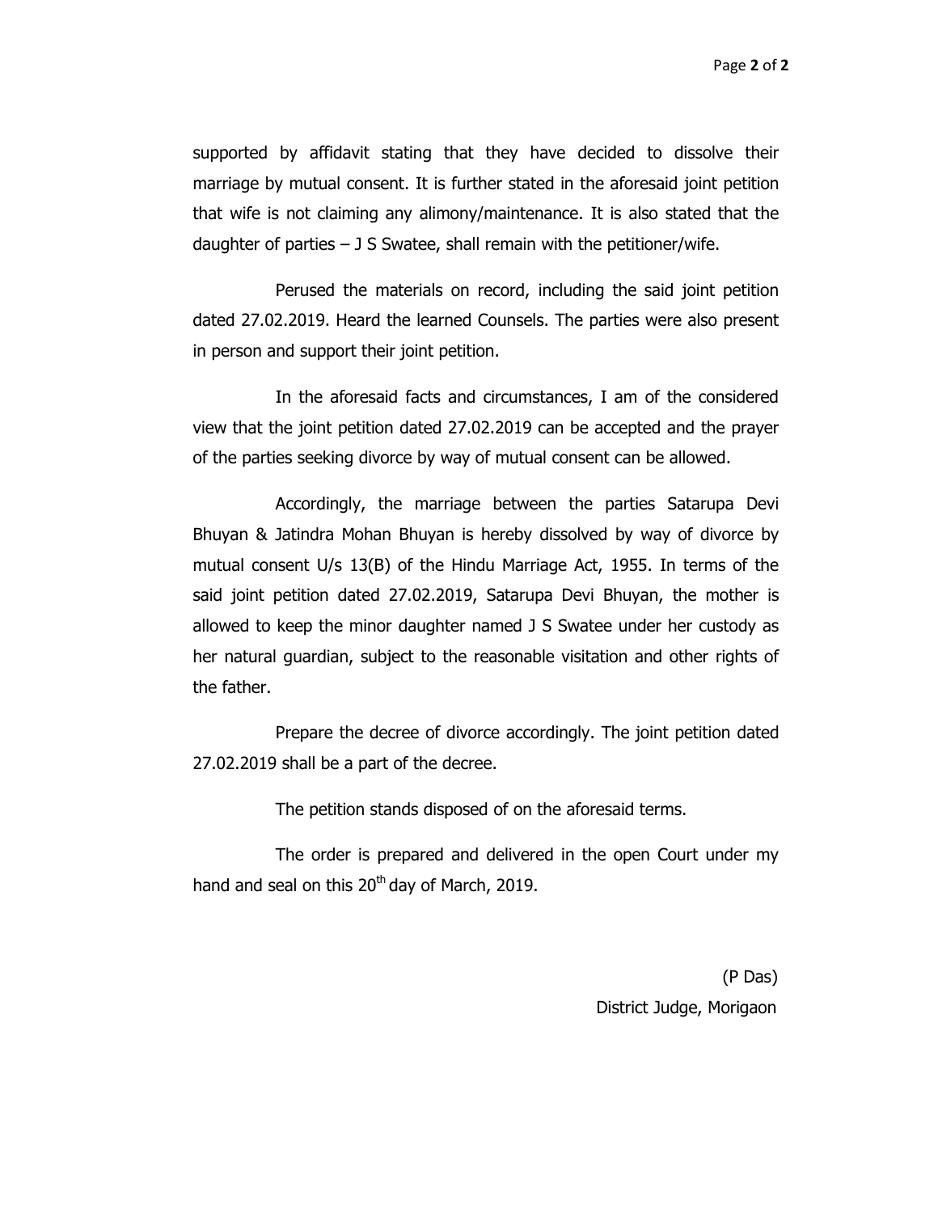supported by affidavit stating that they have decided to dissolve their marriage by mutual consent. It is further stated in the aforesaid joint petition that wife is not claiming any alimony/maintenance. It is also stated that the daughter of parties – J S Swatee, shall remain with the petitioner/wife.

Perused the materials on record, including the said joint petition dated 27.02.2019. Heard the learned Counsels. The parties were also present in person and support their joint petition.

In the aforesaid facts and circumstances, I am of the considered view that the joint petition dated 27.02.2019 can be accepted and the prayer of the parties seeking divorce by way of mutual consent can be allowed.

Accordingly, the marriage between the parties Satarupa Devi Bhuyan & Jatindra Mohan Bhuyan is hereby dissolved by way of divorce by mutual consent U/s 13(B) of the Hindu Marriage Act, 1955. In terms of the said joint petition dated 27.02.2019, Satarupa Devi Bhuyan, the mother is allowed to keep the minor daughter named J S Swatee under her custody as her natural guardian, subject to the reasonable visitation and other rights of the father.

Prepare the decree of divorce accordingly. The joint petition dated 27.02.2019 shall be a part of the decree.

The petition stands disposed of on the aforesaid terms.

The order is prepared and delivered in the open Court under my hand and seal on this 20th day of March, 2019.

(P Das)
District Judge, Morigaon